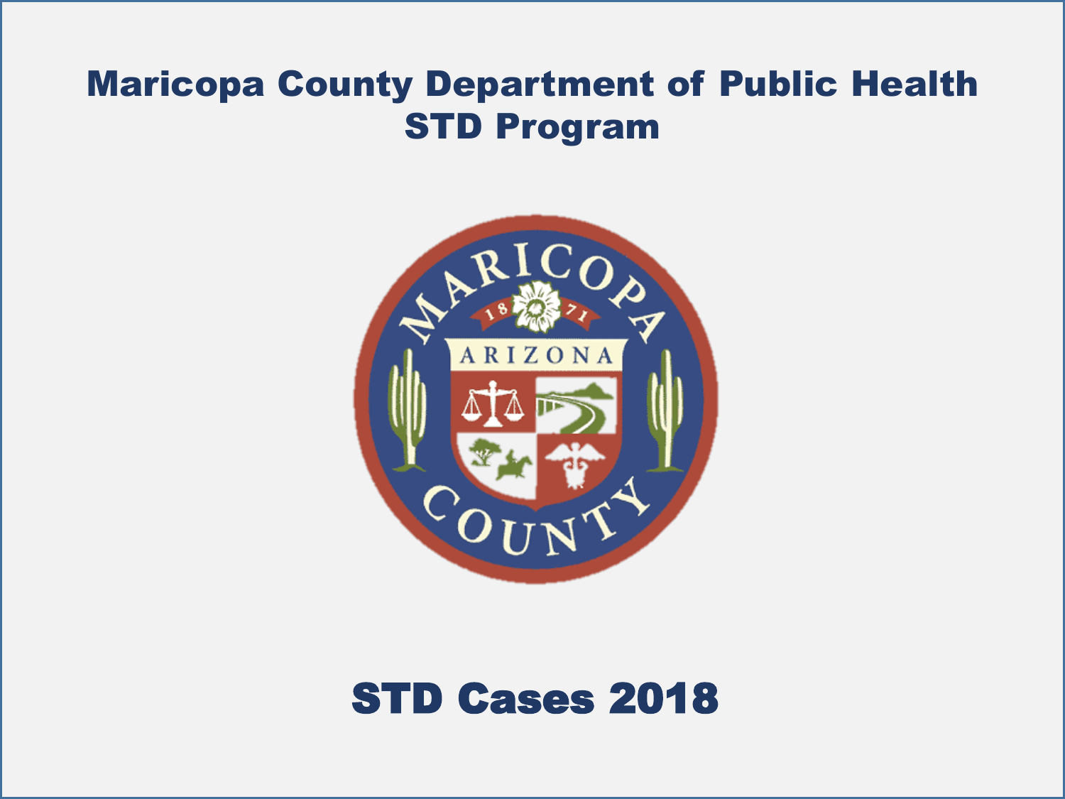# Maricopa County Department of Public Health
# STD Program

## STD Cases 2018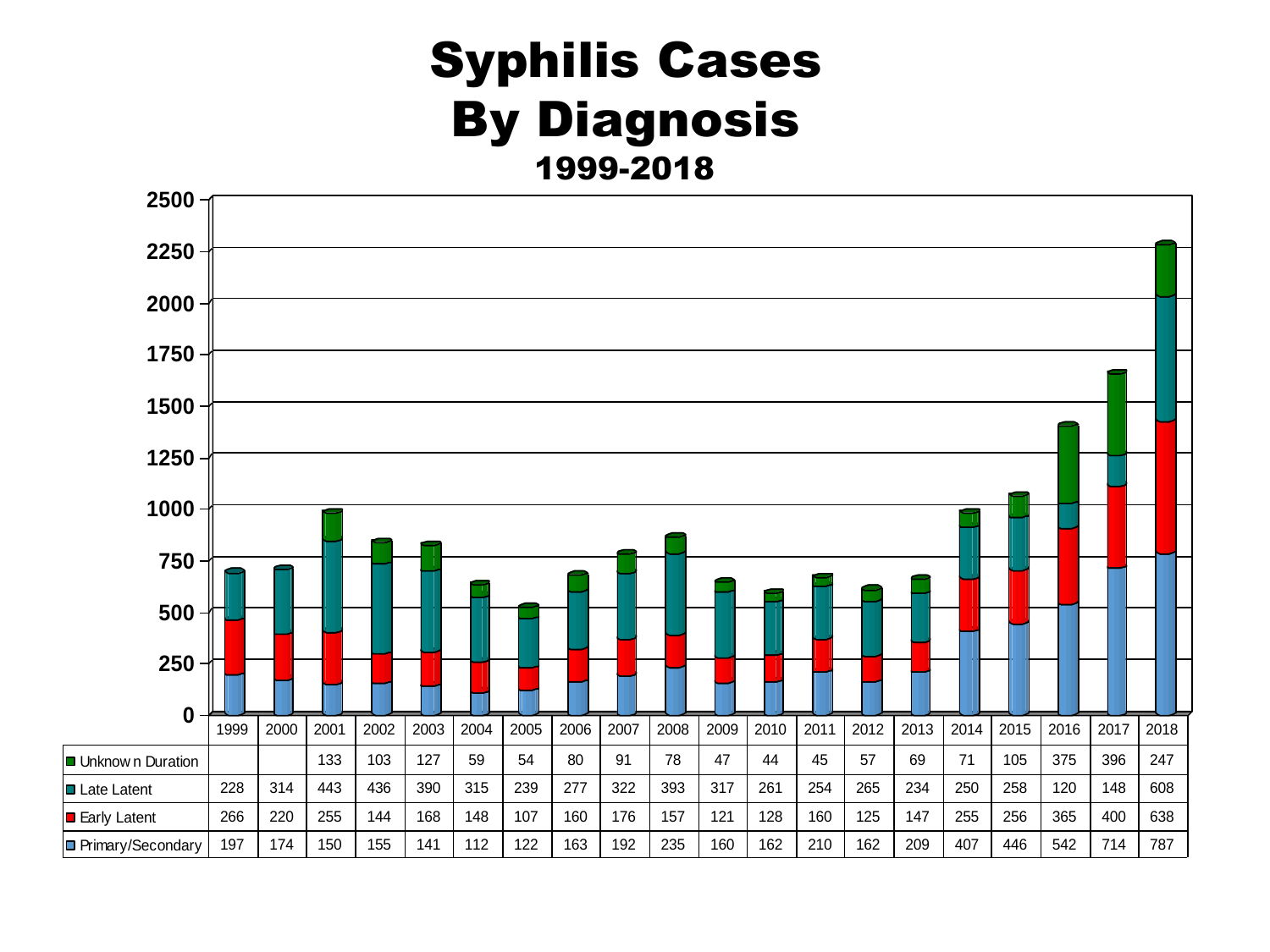# Syphilis Cases By Diagnosis

### 1999-2018

| | 1999 | 2000 | 2001 | 2002 | 2003 | 2004 | 2005 | 2006 | 2007 | 2008 | 2009 | 2010 | 2011 | 2012 | 2013 | 2014 | 2015 | 2016 | 2017 | 2018 |
|---|---|---|---|---|---|---|---|---|---|---|---|---|---|---|---|---|---|---|---|---|
| Unknown Duration | | | 133 | 103 | 127 | 59 | 54 | 80 | 91 | 78 | 47 | 44 | 45 | 57 | 69 | 71 | 105 | 375 | 396 | 247 |
| Late Latent | 228 | 314 | 443 | 436 | 390 | 315 | 239 | 277 | 322 | 393 | 317 | 261 | 254 | 265 | 234 | 250 | 258 | 120 | 148 | 608 |
| Early Latent | 266 | 220 | 255 | 144 | 168 | 148 | 107 | 160 | 176 | 157 | 121 | 128 | 160 | 125 | 147 | 255 | 256 | 365 | 400 | 638 |
| Primary/Secondary | 197 | 174 | 150 | 155 | 141 | 112 | 122 | 163 | 192 | 235 | 160 | 162 | 210 | 162 | 209 | 407 | 446 | 542 | 714 | 787 |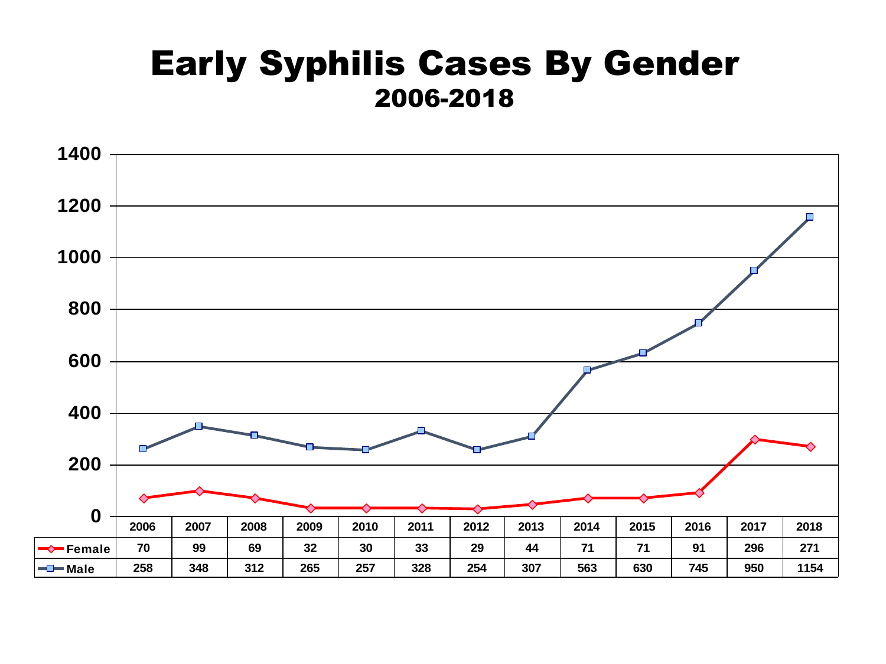# Early Syphilis Cases By Gender

## 2006-2018

| | 2006 | 2007 | 2008 | 2009 | 2010 | 2011 | 2012 | 2013 | 2014 | 2015 | 2016 | 2017 | 2018 |
|---|---|---|---|---|---|---|---|---|---|---|---|---|---|
| Female | 70 | 99 | 69 | 32 | 30 | 33 | 29 | 44 | 71 | 71 | 91 | 296 | 271 |
| Male | 258 | 348 | 312 | 265 | 257 | 328 | 254 | 307 | 563 | 630 | 745 | 950 | 1154 |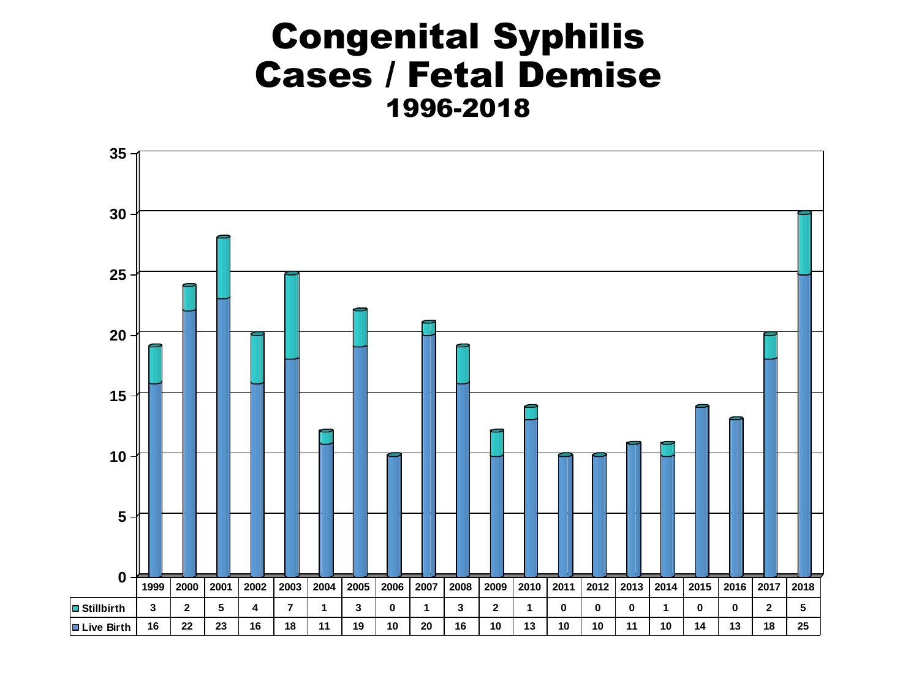# Congenital Syphilis Cases / Fetal Demise

## 1996-2018

| | 1999 | 2000 | 2001 | 2002 | 2003 | 2004 | 2005 | 2006 | 2007 | 2008 | 2009 | 2010 | 2011 | 2012 | 2013 | 2014 | 2015 | 2016 | 2017 | 2018 |
|---|---|---|---|---|---|---|---|---|---|---|---|---|---|---|---|---|---|---|---|---|
| Stillbirth | 3 | 2 | 5 | 4 | 7 | 1 | 3 | 0 | 1 | 3 | 2 | 1 | 0 | 0 | 0 | 1 | 0 | 0 | 2 | 5 |
| Live Birth | 16 | 22 | 23 | 16 | 18 | 11 | 19 | 10 | 20 | 16 | 10 | 13 | 10 | 10 | 11 | 10 | 14 | 13 | 18 | 25 |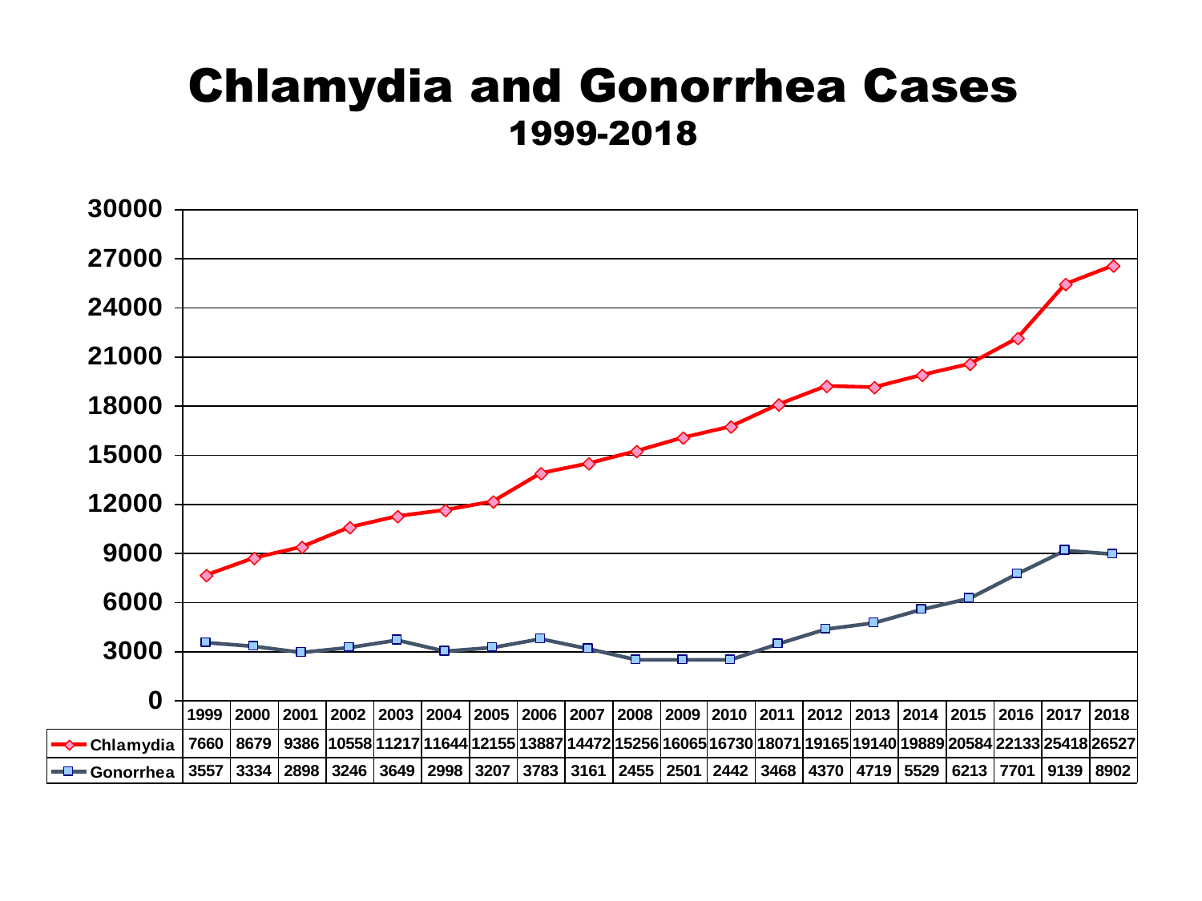# Chlamydia and Gonorrhea Cases

## 1999-2018

| | 1999 | 2000 | 2001 | 2002 | 2003 | 2004 | 2005 | 2006 | 2007 | 2008 | 2009 | 2010 | 2011 | 2012 | 2013 | 2014 | 2015 | 2016 | 2017 | 2018 |
|---|---|---|---|---|---|---|---|---|---|---|---|---|---|---|---|---|---|---|---|---|
| Chlamydia | 7660 | 8679 | 9386 | 10558 | 11217 | 11644 | 12155 | 13887 | 14472 | 15256 | 16065 | 16730 | 18071 | 19165 | 19140 | 19889 | 20584 | 22133 | 25418 | 26527 |
| Gonorrhea | 3557 | 3334 | 2898 | 3246 | 3649 | 2998 | 3207 | 3783 | 3161 | 2455 | 2501 | 2442 | 3468 | 4370 | 4719 | 5529 | 6213 | 7701 | 9139 | 8902 |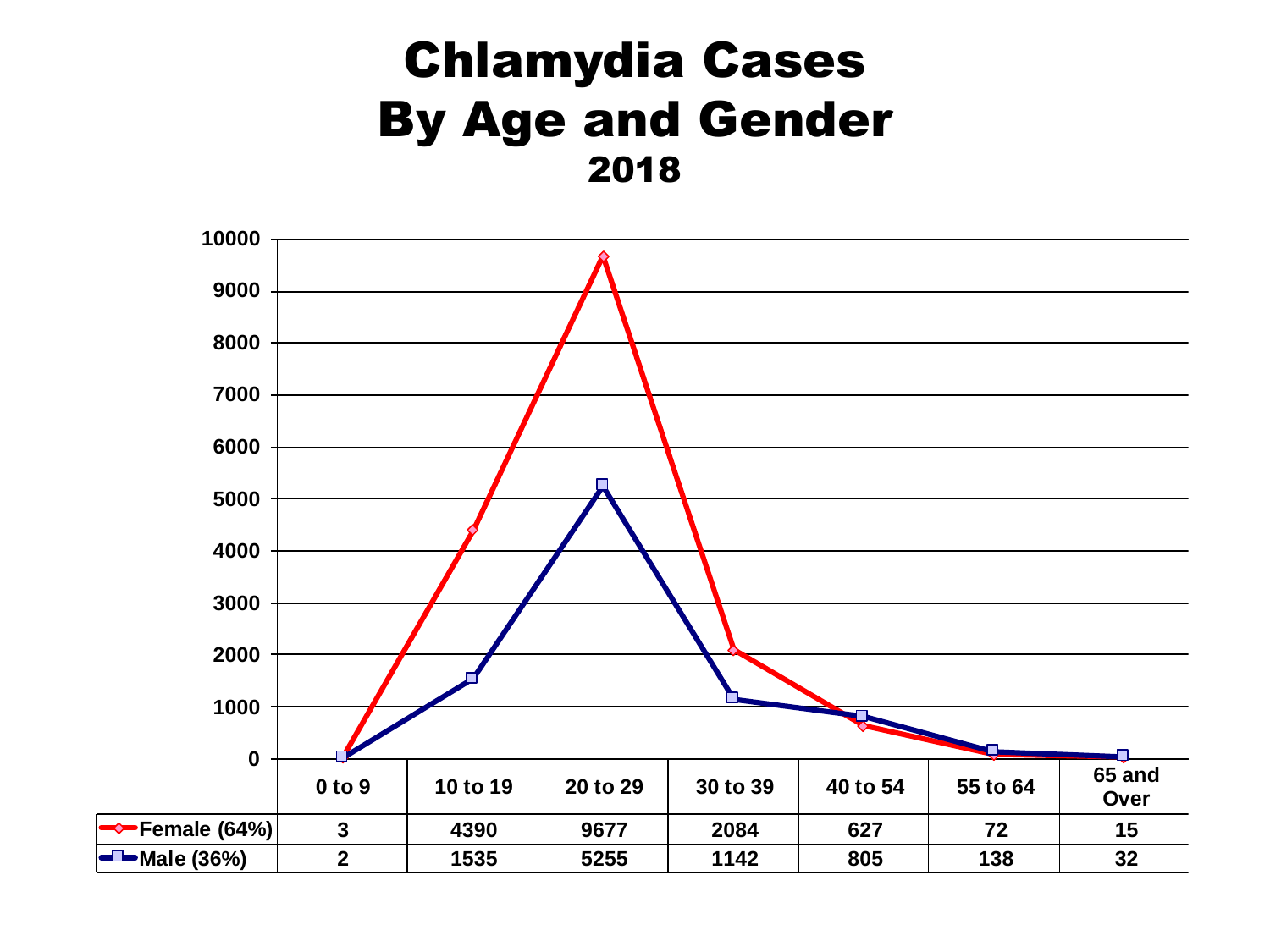# Chlamydia Cases By Age and Gender

## 2018

| | 0 to 9 | 10 to 19 | 20 to 29 | 30 to 39 | 40 to 54 | 55 to 64 | 65 and Over |
|---|---|---|---|---|---|---|---|
| Female (64%) | 3 | 4390 | 9677 | 2084 | 627 | 72 | 15 |
| Male (36%) | 2 | 1535 | 5255 | 1142 | 805 | 138 | 32 |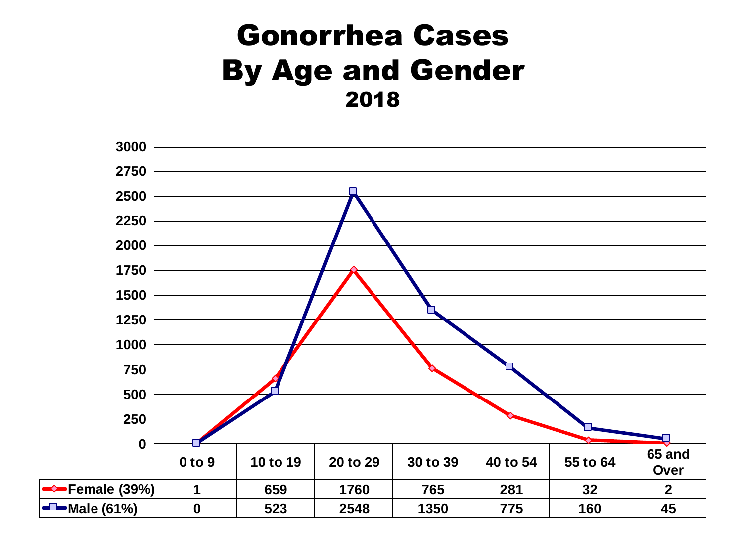# Gonorrhea Cases By Age and Gender

## 2018

| | 0 to 9 | 10 to 19 | 20 to 29 | 30 to 39 | 40 to 54 | 55 to 64 | 65 and Over |
|---|---|---|---|---|---|---|---|
| Female (39%) | 1 | 659 | 1760 | 765 | 281 | 32 | 2 |
| Male (61%) | 0 | 523 | 2548 | 1350 | 775 | 160 | 45 |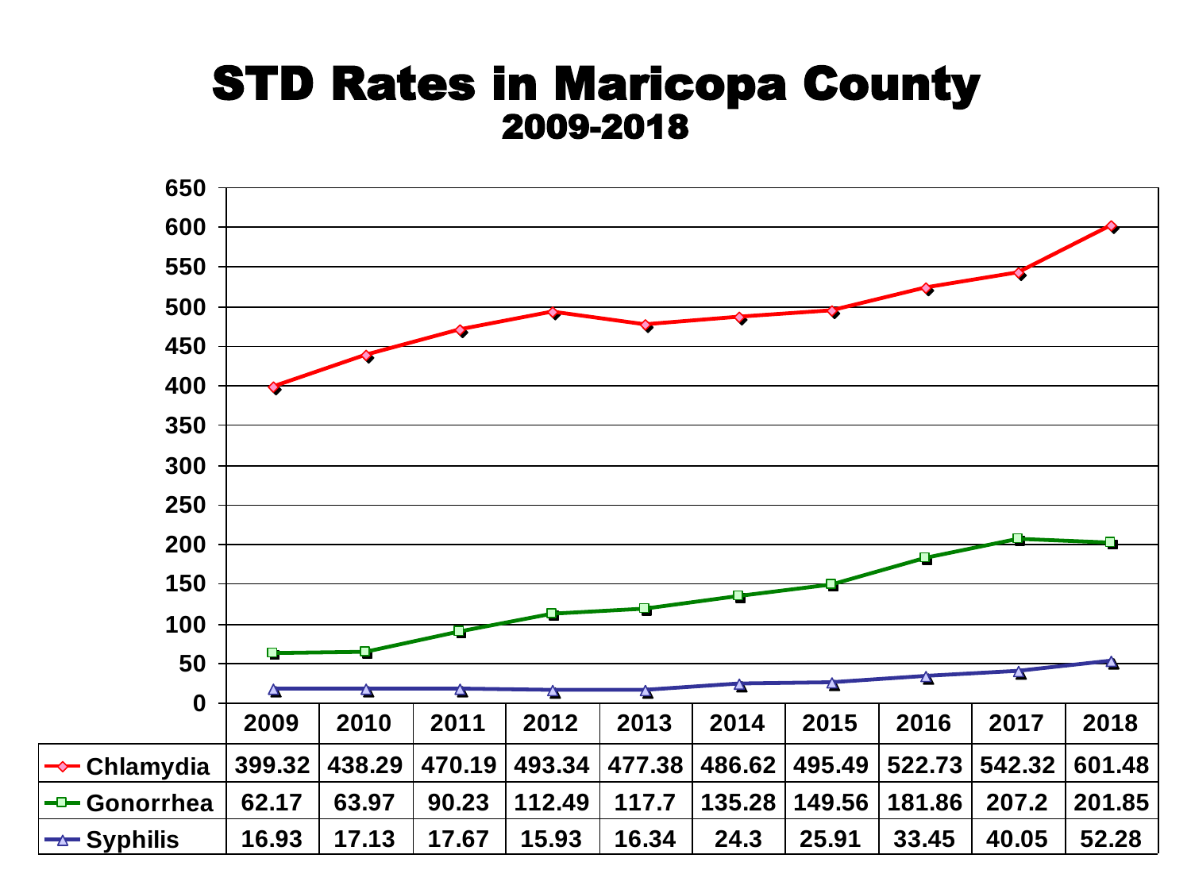# STD Rates in Maricopa County

## 2009-2018

| | 2009 | 2010 | 2011 | 2012 | 2013 | 2014 | 2015 | 2016 | 2017 | 2018 |
|---|---|---|---|---|---|---|---|---|---|---|
| Chlamydia | 399.32 | 438.29 | 470.19 | 493.34 | 477.38 | 486.62 | 495.49 | 522.73 | 542.32 | 601.48 |
| Gonorrhea | 62.17 | 63.97 | 90.23 | 112.49 | 117.7 | 135.28 | 149.56 | 181.86 | 207.2 | 201.85 |
| Syphilis | 16.93 | 17.13 | 17.67 | 15.93 | 16.34 | 24.3 | 25.91 | 33.45 | 40.05 | 52.28 |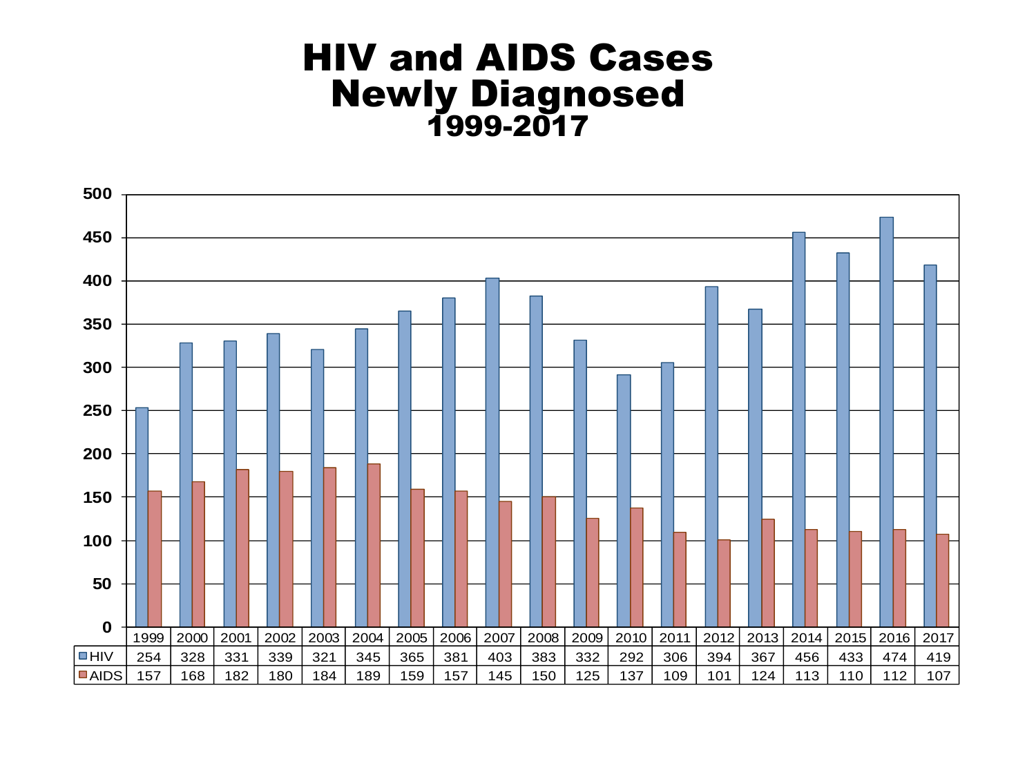# HIV and AIDS Cases Newly Diagnosed

## 1999-2017

500
450
400
350
300
250
200
150
100
50
0

| | 1999 | 2000 | 2001 | 2002 | 2003 | 2004 | 2005 | 2006 | 2007 | 2008 | 2009 | 2010 | 2011 | 2012 | 2013 | 2014 | 2015 | 2016 | 2017 |
|---|---|---|---|---|---|---|---|---|---|---|---|---|---|---|---|---|---|---|---|
| HIV | 254 | 328 | 331 | 339 | 321 | 345 | 365 | 381 | 403 | 383 | 332 | 292 | 306 | 394 | 367 | 456 | 433 | 474 | 419 |
| AIDS | 157 | 168 | 182 | 180 | 184 | 189 | 159 | 157 | 145 | 150 | 125 | 137 | 109 | 101 | 124 | 113 | 110 | 112 | 107 |